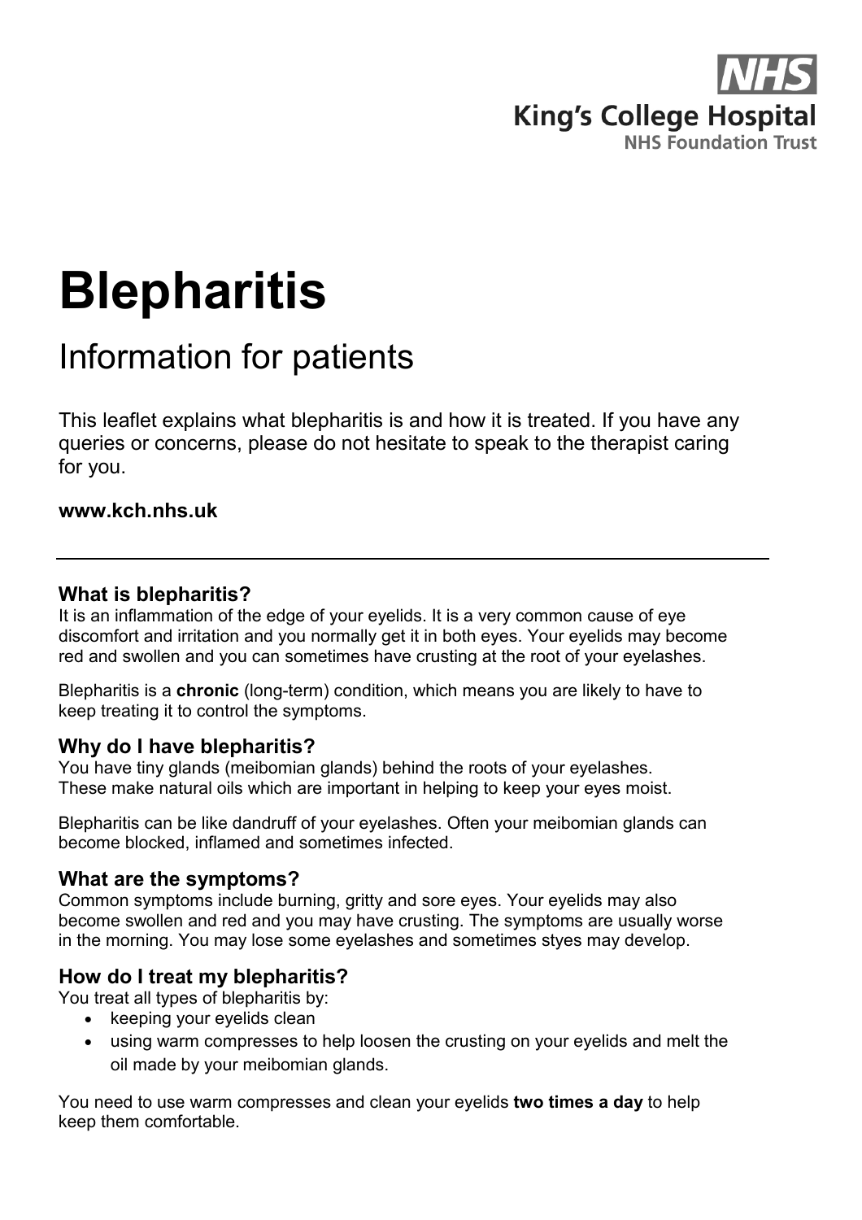NHS
King's College Hospital
NHS Foundation Trust

# Blepharitis

## Information for patients

This leaflet explains what blepharitis is and how it is treated. If you have any queries or concerns, please do not hesitate to speak to the therapist caring for you.

**www.kch.nhs.uk**

---

### What is blepharitis?

It is an inflammation of the edge of your eyelids. It is a very common cause of eye discomfort and irritation and you normally get it in both eyes. Your eyelids may become red and swollen and you can sometimes have crusting at the root of your eyelashes.

Blepharitis is a **chronic** (long-term) condition, which means you are likely to have to keep treating it to control the symptoms.

### Why do I have blepharitis?

You have tiny glands (meibomian glands) behind the roots of your eyelashes. These make natural oils which are important in helping to keep your eyes moist.

Blepharitis can be like dandruff of your eyelashes. Often your meibomian glands can become blocked, inflamed and sometimes infected.

### What are the symptoms?

Common symptoms include burning, gritty and sore eyes. Your eyelids may also become swollen and red and you may have crusting. The symptoms are usually worse in the morning. You may lose some eyelashes and sometimes styes may develop.

### How do I treat my blepharitis?

You treat all types of blepharitis by:

- keeping your eyelids clean
- using warm compresses to help loosen the crusting on your eyelids and melt the oil made by your meibomian glands.

You need to use warm compresses and clean your eyelids **two times a day** to help keep them comfortable.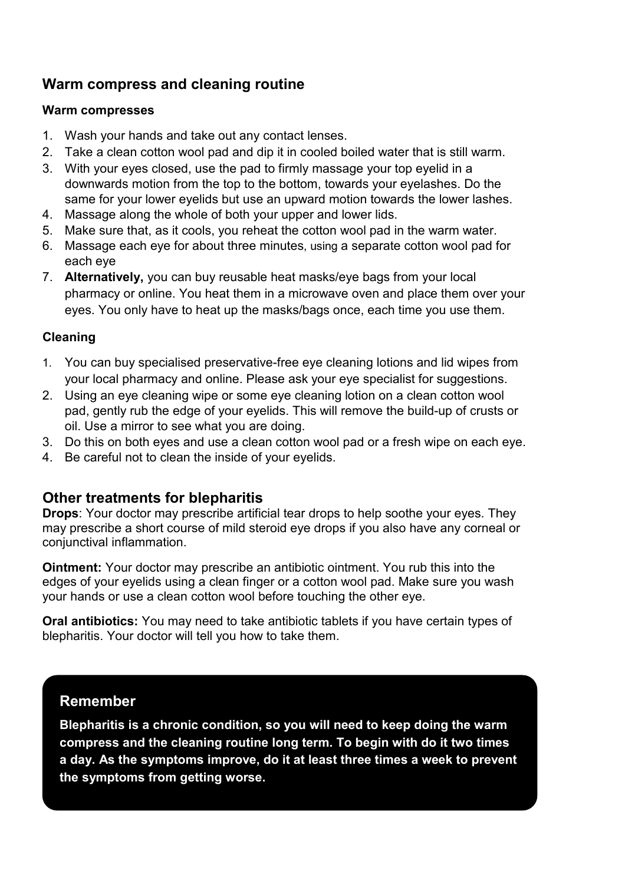## Warm compress and cleaning routine

### Warm compresses

1. Wash your hands and take out any contact lenses.
2. Take a clean cotton wool pad and dip it in cooled boiled water that is still warm.
3. With your eyes closed, use the pad to firmly massage your top eyelid in a downwards motion from the top to the bottom, towards your eyelashes. Do the same for your lower eyelids but use an upward motion towards the lower lashes.
4. Massage along the whole of both your upper and lower lids.
5. Make sure that, as it cools, you reheat the cotton wool pad in the warm water.
6. Massage each eye for about three minutes, using a separate cotton wool pad for each eye
7. **Alternatively,** you can buy reusable heat masks/eye bags from your local pharmacy or online. You heat them in a microwave oven and place them over your eyes. You only have to heat up the masks/bags once, each time you use them.

### Cleaning

1. You can buy specialised preservative-free eye cleaning lotions and lid wipes from your local pharmacy and online. Please ask your eye specialist for suggestions.
2. Using an eye cleaning wipe or some eye cleaning lotion on a clean cotton wool pad, gently rub the edge of your eyelids. This will remove the build-up of crusts or oil. Use a mirror to see what you are doing.
3. Do this on both eyes and use a clean cotton wool pad or a fresh wipe on each eye.
4. Be careful not to clean the inside of your eyelids.

## Other treatments for blepharitis

**Drops**: Your doctor may prescribe artificial tear drops to help soothe your eyes. They may prescribe a short course of mild steroid eye drops if you also have any corneal or conjunctival inflammation.

**Ointment:** Your doctor may prescribe an antibiotic ointment. You rub this into the edges of your eyelids using a clean finger or a cotton wool pad. Make sure you wash your hands or use a clean cotton wool before touching the other eye.

**Oral antibiotics:** You may need to take antibiotic tablets if you have certain types of blepharitis. Your doctor will tell you how to take them.

### Remember

**Blepharitis is a chronic condition, so you will need to keep doing the warm compress and the cleaning routine long term. To begin with do it two times a day. As the symptoms improve, do it at least three times a week to prevent the symptoms from getting worse.**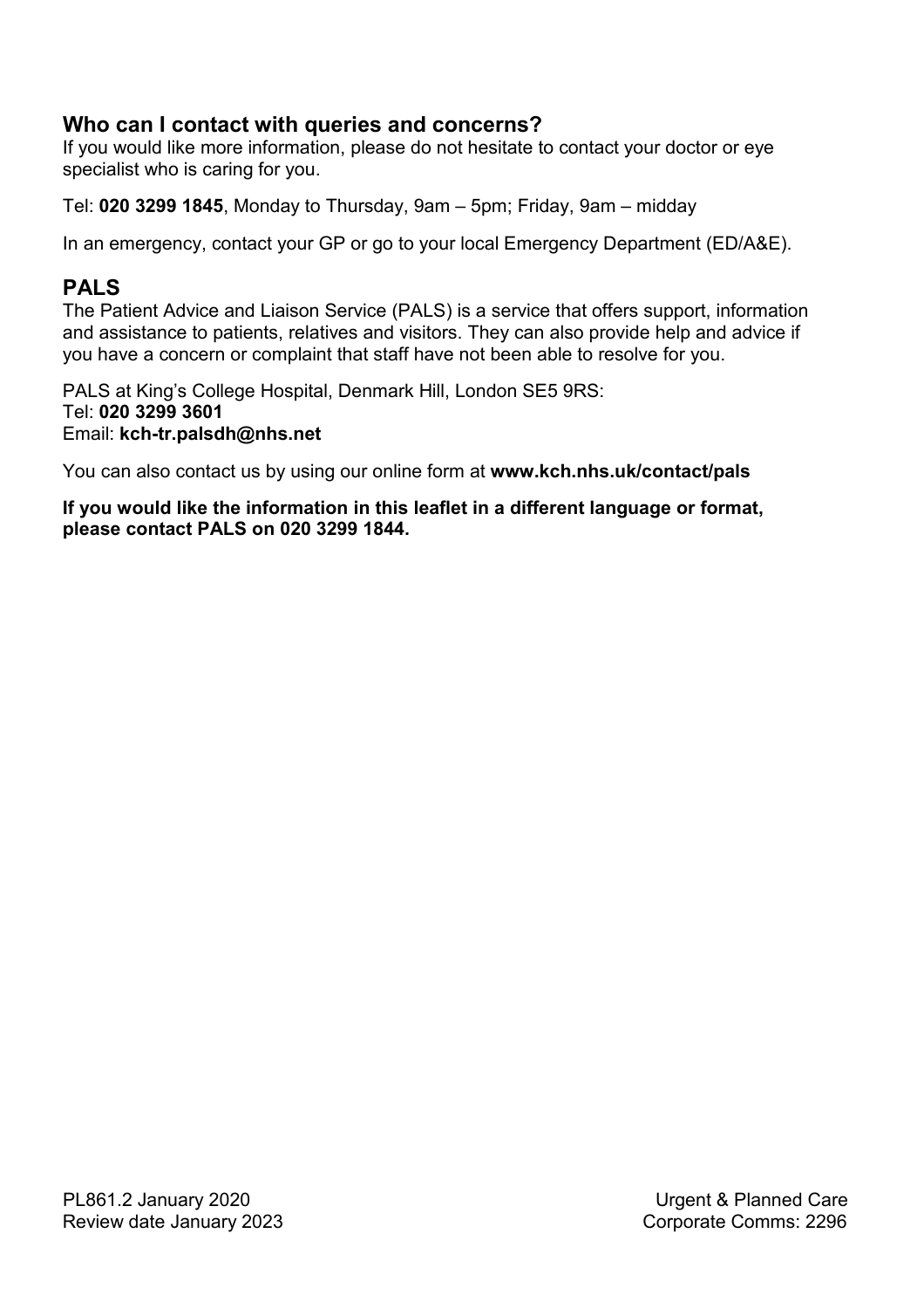## Who can I contact with queries and concerns?

If you would like more information, please do not hesitate to contact your doctor or eye specialist who is caring for you.

Tel: **020 3299 1845**, Monday to Thursday, 9am – 5pm; Friday, 9am – midday

In an emergency, contact your GP or go to your local Emergency Department (ED/A&E).

## PALS

The Patient Advice and Liaison Service (PALS) is a service that offers support, information and assistance to patients, relatives and visitors. They can also provide help and advice if you have a concern or complaint that staff have not been able to resolve for you.

PALS at King's College Hospital, Denmark Hill, London SE5 9RS:
Tel: **020 3299 3601**
Email: **kch-tr.palsdh@nhs.net**

You can also contact us by using our online form at **www.kch.nhs.uk/contact/pals**

**If you would like the information in this leaflet in a different language or format, please contact PALS on 020 3299 1844.**

PL861.2 January 2020
Review date January 2023

Urgent & Planned Care
Corporate Comms: 2296